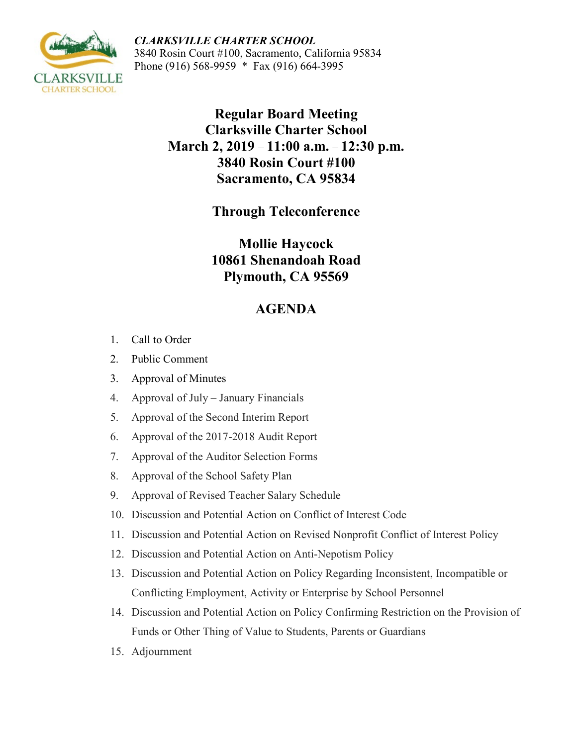*CLARKSVILLE CHARTER SCHOOL*
3840 Rosin Court #100, Sacramento, California 95834
Phone (916) 568-9959 * Fax (916) 664-3995

# Regular Board Meeting
# Clarksville Charter School
# March 2, 2019 – 11:00 a.m. – 12:30 p.m.
# 3840 Rosin Court #100
# Sacramento, CA 95834

## Through Teleconference

## Mollie Haycock
## 10861 Shenandoah Road
## Plymouth, CA 95569

## AGENDA

1. Call to Order
2. Public Comment
3. Approval of Minutes
4. Approval of July – January Financials
5. Approval of the Second Interim Report
6. Approval of the 2017-2018 Audit Report
7. Approval of the Auditor Selection Forms
8. Approval of the School Safety Plan
9. Approval of Revised Teacher Salary Schedule
10. Discussion and Potential Action on Conflict of Interest Code
11. Discussion and Potential Action on Revised Nonprofit Conflict of Interest Policy
12. Discussion and Potential Action on Anti-Nepotism Policy
13. Discussion and Potential Action on Policy Regarding Inconsistent, Incompatible or Conflicting Employment, Activity or Enterprise by School Personnel
14. Discussion and Potential Action on Policy Confirming Restriction on the Provision of Funds or Other Thing of Value to Students, Parents or Guardians
15. Adjournment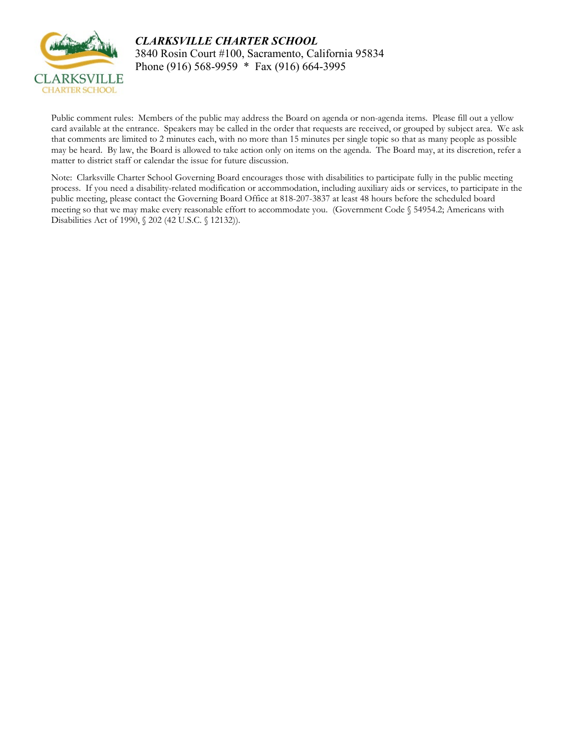***CLARKSVILLE CHARTER SCHOOL***
3840 Rosin Court #100, Sacramento, California 95834
Phone (916) 568-9959 * Fax (916) 664-3995

Public comment rules: Members of the public may address the Board on agenda or non-agenda items. Please fill out a yellow card available at the entrance. Speakers may be called in the order that requests are received, or grouped by subject area. We ask that comments are limited to 2 minutes each, with no more than 15 minutes per single topic so that as many people as possible may be heard. By law, the Board is allowed to take action only on items on the agenda. The Board may, at its discretion, refer a matter to district staff or calendar the issue for future discussion.

Note: Clarksville Charter School Governing Board encourages those with disabilities to participate fully in the public meeting process. If you need a disability-related modification or accommodation, including auxiliary aids or services, to participate in the public meeting, please contact the Governing Board Office at 818-207-3837 at least 48 hours before the scheduled board meeting so that we may make every reasonable effort to accommodate you. (Government Code § 54954.2; Americans with Disabilities Act of 1990, § 202 (42 U.S.C. § 12132)).